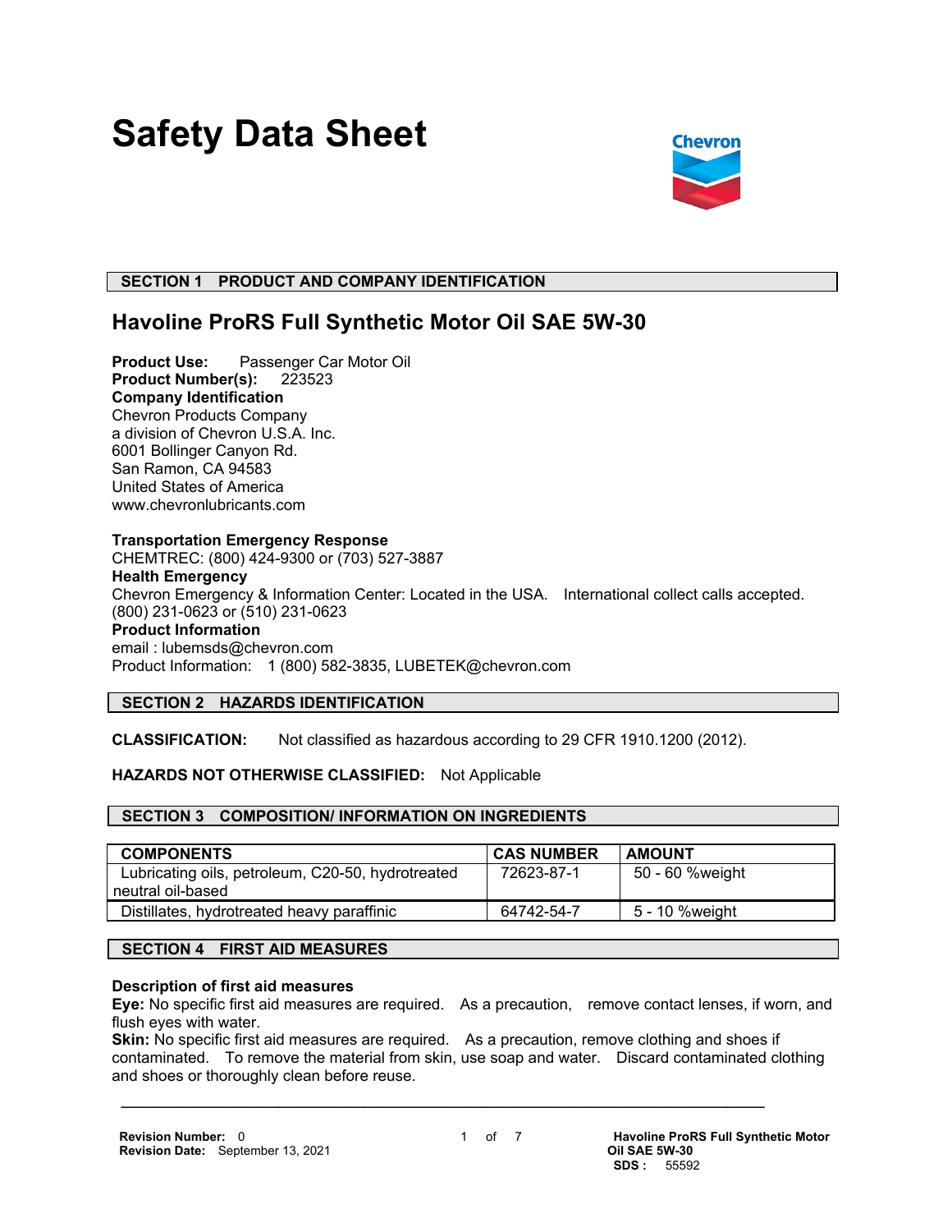# Safety Data Sheet

Chevron

## SECTION 1 PRODUCT AND COMPANY IDENTIFICATION

### Havoline ProRS Full Synthetic Motor Oil SAE 5W-30

**Product Use:** Passenger Car Motor Oil
**Product Number(s):** 223523
**Company Identification**
Chevron Products Company
a division of Chevron U.S.A. Inc.
6001 Bollinger Canyon Rd.
San Ramon, CA 94583
United States of America
www.chevronlubricants.com

**Transportation Emergency Response**
CHEMTREC: (800) 424-9300 or (703) 527-3887
**Health Emergency**
Chevron Emergency & Information Center: Located in the USA. International collect calls accepted.
(800) 231-0623 or (510) 231-0623
**Product Information**
email : lubemsds@chevron.com
Product Information: 1 (800) 582-3835, LUBETEK@chevron.com

## SECTION 2 HAZARDS IDENTIFICATION

**CLASSIFICATION:** Not classified as hazardous according to 29 CFR 1910.1200 (2012).

**HAZARDS NOT OTHERWISE CLASSIFIED:** Not Applicable

## SECTION 3 COMPOSITION/ INFORMATION ON INGREDIENTS

| COMPONENTS | CAS NUMBER | AMOUNT |
|---|---|---|
| Lubricating oils, petroleum, C20-50, hydrotreated neutral oil-based | 72623-87-1 | 50 - 60 %weight |
| Distillates, hydrotreated heavy paraffinic | 64742-54-7 | 5 - 10 %weight |

## SECTION 4 FIRST AID MEASURES

**Description of first aid measures**
**Eye:** No specific first aid measures are required. As a precaution, remove contact lenses, if worn, and flush eyes with water.
**Skin:** No specific first aid measures are required. As a precaution, remove clothing and shoes if contaminated. To remove the material from skin, use soap and water. Discard contaminated clothing and shoes or thoroughly clean before reuse.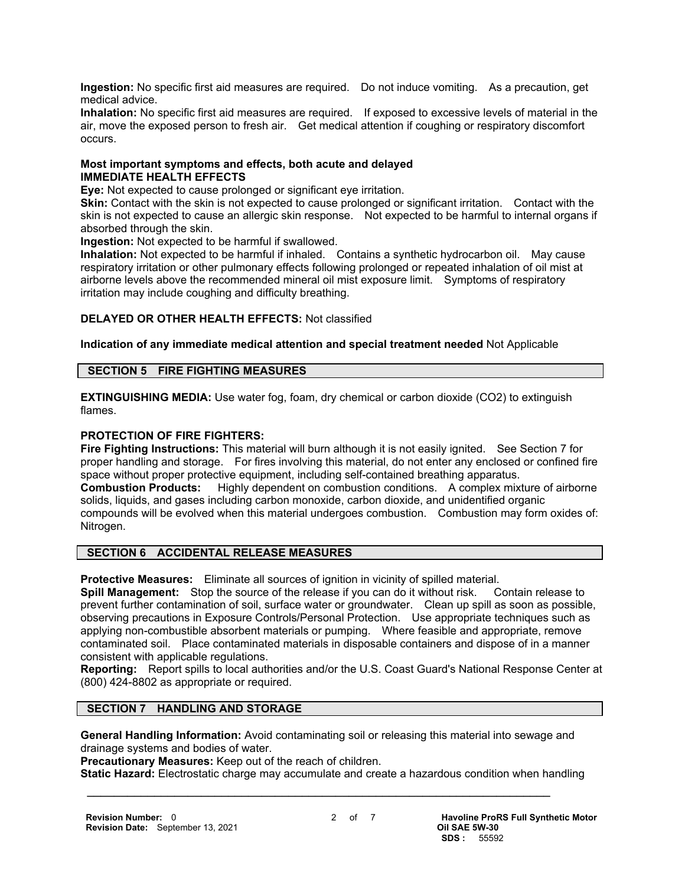**Ingestion:** No specific first aid measures are required. Do not induce vomiting. As a precaution, get medical advice.

**Inhalation:** No specific first aid measures are required. If exposed to excessive levels of material in the air, move the exposed person to fresh air. Get medical attention if coughing or respiratory discomfort occurs.

**Most important symptoms and effects, both acute and delayed**

**IMMEDIATE HEALTH EFFECTS**

**Eye:** Not expected to cause prolonged or significant eye irritation.

**Skin:** Contact with the skin is not expected to cause prolonged or significant irritation. Contact with the skin is not expected to cause an allergic skin response. Not expected to be harmful to internal organs if absorbed through the skin.

**Ingestion:** Not expected to be harmful if swallowed.

**Inhalation:** Not expected to be harmful if inhaled. Contains a synthetic hydrocarbon oil. May cause respiratory irritation or other pulmonary effects following prolonged or repeated inhalation of oil mist at airborne levels above the recommended mineral oil mist exposure limit. Symptoms of respiratory irritation may include coughing and difficulty breathing.

**DELAYED OR OTHER HEALTH EFFECTS:** Not classified

**Indication of any immediate medical attention and special treatment needed** Not Applicable

## SECTION 5 FIRE FIGHTING MEASURES

**EXTINGUISHING MEDIA:** Use water fog, foam, dry chemical or carbon dioxide ($CO_2$) to extinguish flames.

**PROTECTION OF FIRE FIGHTERS:**

**Fire Fighting Instructions:** This material will burn although it is not easily ignited. See Section 7 for proper handling and storage. For fires involving this material, do not enter any enclosed or confined fire space without proper protective equipment, including self-contained breathing apparatus.

**Combustion Products:** Highly dependent on combustion conditions. A complex mixture of airborne solids, liquids, and gases including carbon monoxide, carbon dioxide, and unidentified organic compounds will be evolved when this material undergoes combustion. Combustion may form oxides of: Nitrogen.

## SECTION 6 ACCIDENTAL RELEASE MEASURES

**Protective Measures:** Eliminate all sources of ignition in vicinity of spilled material.

**Spill Management:** Stop the source of the release if you can do it without risk. Contain release to prevent further contamination of soil, surface water or groundwater. Clean up spill as soon as possible, observing precautions in Exposure Controls/Personal Protection. Use appropriate techniques such as applying non-combustible absorbent materials or pumping. Where feasible and appropriate, remove contaminated soil. Place contaminated materials in disposable containers and dispose of in a manner consistent with applicable regulations.

**Reporting:** Report spills to local authorities and/or the U.S. Coast Guard's National Response Center at (800) 424-8802 as appropriate or required.

## SECTION 7 HANDLING AND STORAGE

**General Handling Information:** Avoid contaminating soil or releasing this material into sewage and drainage systems and bodies of water.

**Precautionary Measures:** Keep out of the reach of children.

**Static Hazard:** Electrostatic charge may accumulate and create a hazardous condition when handling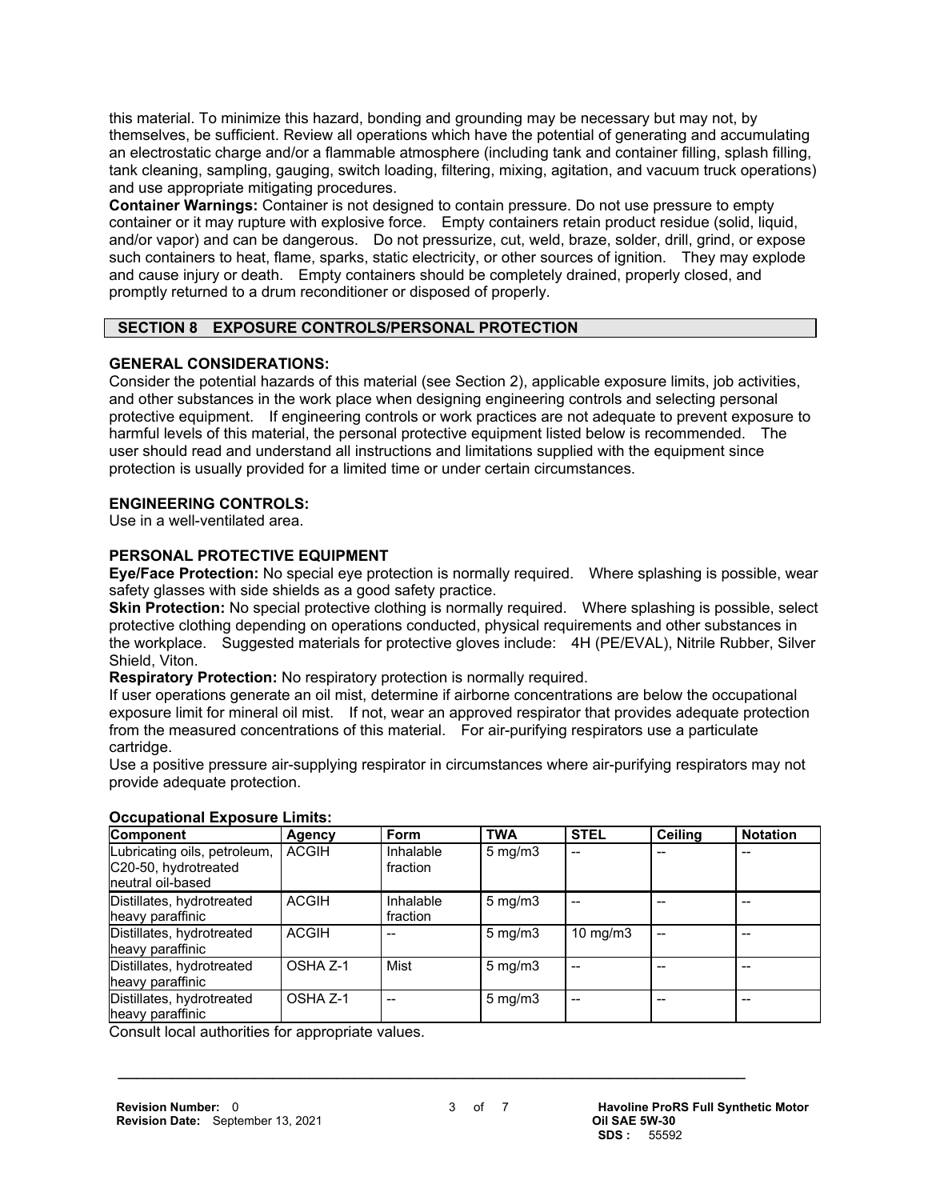this material. To minimize this hazard, bonding and grounding may be necessary but may not, by themselves, be sufficient. Review all operations which have the potential of generating and accumulating an electrostatic charge and/or a flammable atmosphere (including tank and container filling, splash filling, tank cleaning, sampling, gauging, switch loading, filtering, mixing, agitation, and vacuum truck operations) and use appropriate mitigating procedures.

**Container Warnings:** Container is not designed to contain pressure. Do not use pressure to empty container or it may rupture with explosive force. Empty containers retain product residue (solid, liquid, and/or vapor) and can be dangerous. Do not pressurize, cut, weld, braze, solder, drill, grind, or expose such containers to heat, flame, sparks, static electricity, or other sources of ignition. They may explode and cause injury or death. Empty containers should be completely drained, properly closed, and promptly returned to a drum reconditioner or disposed of properly.

## SECTION 8 EXPOSURE CONTROLS/PERSONAL PROTECTION

### GENERAL CONSIDERATIONS:

Consider the potential hazards of this material (see Section 2), applicable exposure limits, job activities, and other substances in the work place when designing engineering controls and selecting personal protective equipment. If engineering controls or work practices are not adequate to prevent exposure to harmful levels of this material, the personal protective equipment listed below is recommended. The user should read and understand all instructions and limitations supplied with the equipment since protection is usually provided for a limited time or under certain circumstances.

### ENGINEERING CONTROLS:

Use in a well-ventilated area.

### PERSONAL PROTECTIVE EQUIPMENT

**Eye/Face Protection:** No special eye protection is normally required. Where splashing is possible, wear safety glasses with side shields as a good safety practice.

**Skin Protection:** No special protective clothing is normally required. Where splashing is possible, select protective clothing depending on operations conducted, physical requirements and other substances in the workplace. Suggested materials for protective gloves include: 4H (PE/EVAL), Nitrile Rubber, Silver Shield, Viton.

**Respiratory Protection:** No respiratory protection is normally required.

If user operations generate an oil mist, determine if airborne concentrations are below the occupational exposure limit for mineral oil mist. If not, wear an approved respirator that provides adequate protection from the measured concentrations of this material. For air-purifying respirators use a particulate cartridge.

Use a positive pressure air-supplying respirator in circumstances where air-purifying respirators may not provide adequate protection.

**Occupational Exposure Limits:**

| Component | Agency | Form | TWA | STEL | Ceiling | Notation |
|---|---|---|---|---|---|---|
| Lubricating oils, petroleum, C20-50, hydrotreated neutral oil-based | ACGIH | Inhalable fraction | 5 mg/m3 | -- | -- | -- |
| Distillates, hydrotreated heavy paraffinic | ACGIH | Inhalable fraction | 5 mg/m3 | -- | -- | -- |
| Distillates, hydrotreated heavy paraffinic | ACGIH | -- | 5 mg/m3 | 10 mg/m3 | -- | -- |
| Distillates, hydrotreated heavy paraffinic | OSHA Z-1 | Mist | 5 mg/m3 | -- | -- | -- |
| Distillates, hydrotreated heavy paraffinic | OSHA Z-1 | -- | 5 mg/m3 | -- | -- | -- |

Consult local authorities for appropriate values.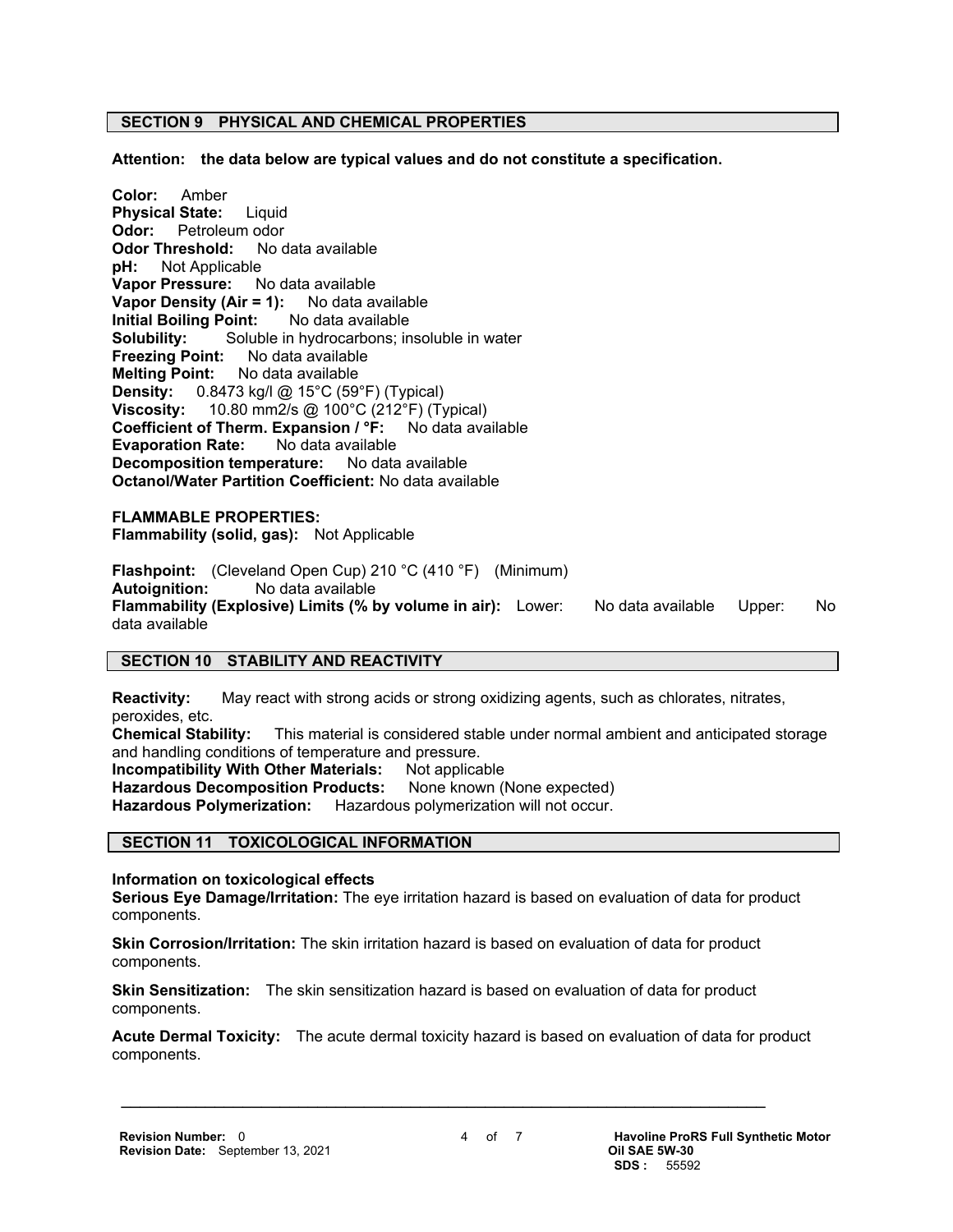## SECTION 9 PHYSICAL AND CHEMICAL PROPERTIES

**Attention: the data below are typical values and do not constitute a specification.**

**Color:** Amber
**Physical State:** Liquid
**Odor:** Petroleum odor
**Odor Threshold:** No data available
**pH:** Not Applicable
**Vapor Pressure:** No data available
**Vapor Density (Air = 1):** No data available
**Initial Boiling Point:** No data available
**Solubility:** Soluble in hydrocarbons; insoluble in water
**Freezing Point:** No data available
**Melting Point:** No data available
**Density:** 0.8473 kg/l @ 15°C (59°F) (Typical)
**Viscosity:** 10.80 mm2/s @ 100°C (212°F) (Typical)
**Coefficient of Therm. Expansion / °F:** No data available
**Evaporation Rate:** No data available
**Decomposition temperature:** No data available
**Octanol/Water Partition Coefficient:** No data available

**FLAMMABLE PROPERTIES:**
**Flammability (solid, gas):** Not Applicable

**Flashpoint:** (Cleveland Open Cup) 210 °C (410 °F) (Minimum)
**Autoignition:** No data available
**Flammability (Explosive) Limits (% by volume in air):** Lower: No data available Upper: No data available

## SECTION 10 STABILITY AND REACTIVITY

**Reactivity:** May react with strong acids or strong oxidizing agents, such as chlorates, nitrates, peroxides, etc.
**Chemical Stability:** This material is considered stable under normal ambient and anticipated storage and handling conditions of temperature and pressure.
**Incompatibility With Other Materials:** Not applicable
**Hazardous Decomposition Products:** None known (None expected)
**Hazardous Polymerization:** Hazardous polymerization will not occur.

## SECTION 11 TOXICOLOGICAL INFORMATION

**Information on toxicological effects**
**Serious Eye Damage/Irritation:** The eye irritation hazard is based on evaluation of data for product components.

**Skin Corrosion/Irritation:** The skin irritation hazard is based on evaluation of data for product components.

**Skin Sensitization:** The skin sensitization hazard is based on evaluation of data for product components.

**Acute Dermal Toxicity:** The acute dermal toxicity hazard is based on evaluation of data for product components.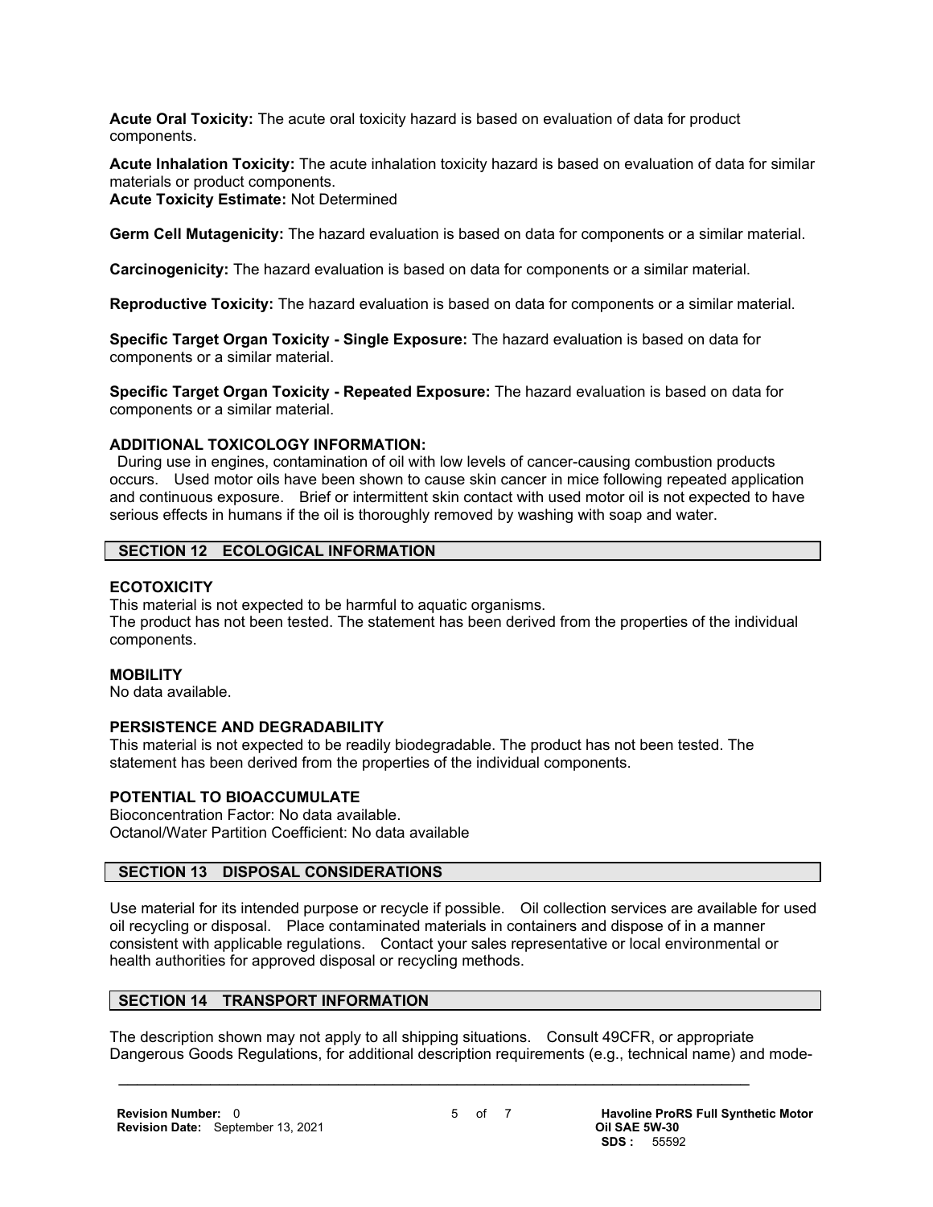**Acute Oral Toxicity:** The acute oral toxicity hazard is based on evaluation of data for product components.

**Acute Inhalation Toxicity:** The acute inhalation toxicity hazard is based on evaluation of data for similar materials or product components.
**Acute Toxicity Estimate:** Not Determined

**Germ Cell Mutagenicity:** The hazard evaluation is based on data for components or a similar material.

**Carcinogenicity:** The hazard evaluation is based on data for components or a similar material.

**Reproductive Toxicity:** The hazard evaluation is based on data for components or a similar material.

**Specific Target Organ Toxicity - Single Exposure:** The hazard evaluation is based on data for components or a similar material.

**Specific Target Organ Toxicity - Repeated Exposure:** The hazard evaluation is based on data for components or a similar material.

**ADDITIONAL TOXICOLOGY INFORMATION:**
During use in engines, contamination of oil with low levels of cancer-causing combustion products occurs. Used motor oils have been shown to cause skin cancer in mice following repeated application and continuous exposure. Brief or intermittent skin contact with used motor oil is not expected to have serious effects in humans if the oil is thoroughly removed by washing with soap and water.

## SECTION 12 ECOLOGICAL INFORMATION

**ECOTOXICITY**
This material is not expected to be harmful to aquatic organisms.
The product has not been tested. The statement has been derived from the properties of the individual components.

**MOBILITY**
No data available.

**PERSISTENCE AND DEGRADABILITY**
This material is not expected to be readily biodegradable. The product has not been tested. The statement has been derived from the properties of the individual components.

**POTENTIAL TO BIOACCUMULATE**
Bioconcentration Factor: No data available.
Octanol/Water Partition Coefficient: No data available

## SECTION 13 DISPOSAL CONSIDERATIONS

Use material for its intended purpose or recycle if possible. Oil collection services are available for used oil recycling or disposal. Place contaminated materials in containers and dispose of in a manner consistent with applicable regulations. Contact your sales representative or local environmental or health authorities for approved disposal or recycling methods.

## SECTION 14 TRANSPORT INFORMATION

The description shown may not apply to all shipping situations. Consult 49CFR, or appropriate Dangerous Goods Regulations, for additional description requirements (e.g., technical name) and mode-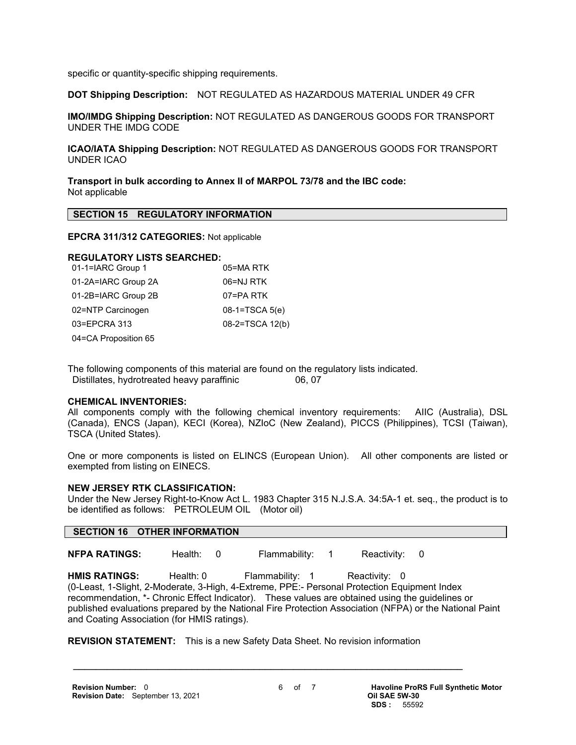specific or quantity-specific shipping requirements.

**DOT Shipping Description:** NOT REGULATED AS HAZARDOUS MATERIAL UNDER 49 CFR

**IMO/IMDG Shipping Description:** NOT REGULATED AS DANGEROUS GOODS FOR TRANSPORT UNDER THE IMDG CODE

**ICAO/IATA Shipping Description:** NOT REGULATED AS DANGEROUS GOODS FOR TRANSPORT UNDER ICAO

**Transport in bulk according to Annex II of MARPOL 73/78 and the IBC code:**
Not applicable

## SECTION 15 REGULATORY INFORMATION

**EPCRA 311/312 CATEGORIES:** Not applicable

**REGULATORY LISTS SEARCHED:**

| | |
|---|---|
| 01-1=IARC Group 1 | 05=MA RTK |
| 01-2A=IARC Group 2A | 06=NJ RTK |
| 01-2B=IARC Group 2B | 07=PA RTK |
| 02=NTP Carcinogen | 08-1=TSCA 5(e) |
| 03=EPCRA 313 | 08-2=TSCA 12(b) |
| 04=CA Proposition 65 | |

The following components of this material are found on the regulatory lists indicated.

| | |
|---|---|
| Distillates, hydrotreated heavy paraffinic | 06, 07 |

**CHEMICAL INVENTORIES:**
All components comply with the following chemical inventory requirements: AIIC (Australia), DSL (Canada), ENCS (Japan), KECI (Korea), NZIoC (New Zealand), PICCS (Philippines), TCSI (Taiwan), TSCA (United States).

One or more components is listed on ELINCS (European Union). All other components are listed or exempted from listing on EINECS.

**NEW JERSEY RTK CLASSIFICATION:**
Under the New Jersey Right-to-Know Act L. 1983 Chapter 315 N.J.S.A. 34:5A-1 et. seq., the product is to be identified as follows: PETROLEUM OIL (Motor oil)

## SECTION 16 OTHER INFORMATION

**NFPA RATINGS:** Health: 0 Flammability: 1 Reactivity: 0

**HMIS RATINGS:** Health: 0 Flammability: 1 Reactivity: 0
(0-Least, 1-Slight, 2-Moderate, 3-High, 4-Extreme, PPE:- Personal Protection Equipment Index recommendation, *- Chronic Effect Indicator). These values are obtained using the guidelines or published evaluations prepared by the National Fire Protection Association (NFPA) or the National Paint and Coating Association (for HMIS ratings).

**REVISION STATEMENT:** This is a new Safety Data Sheet. No revision information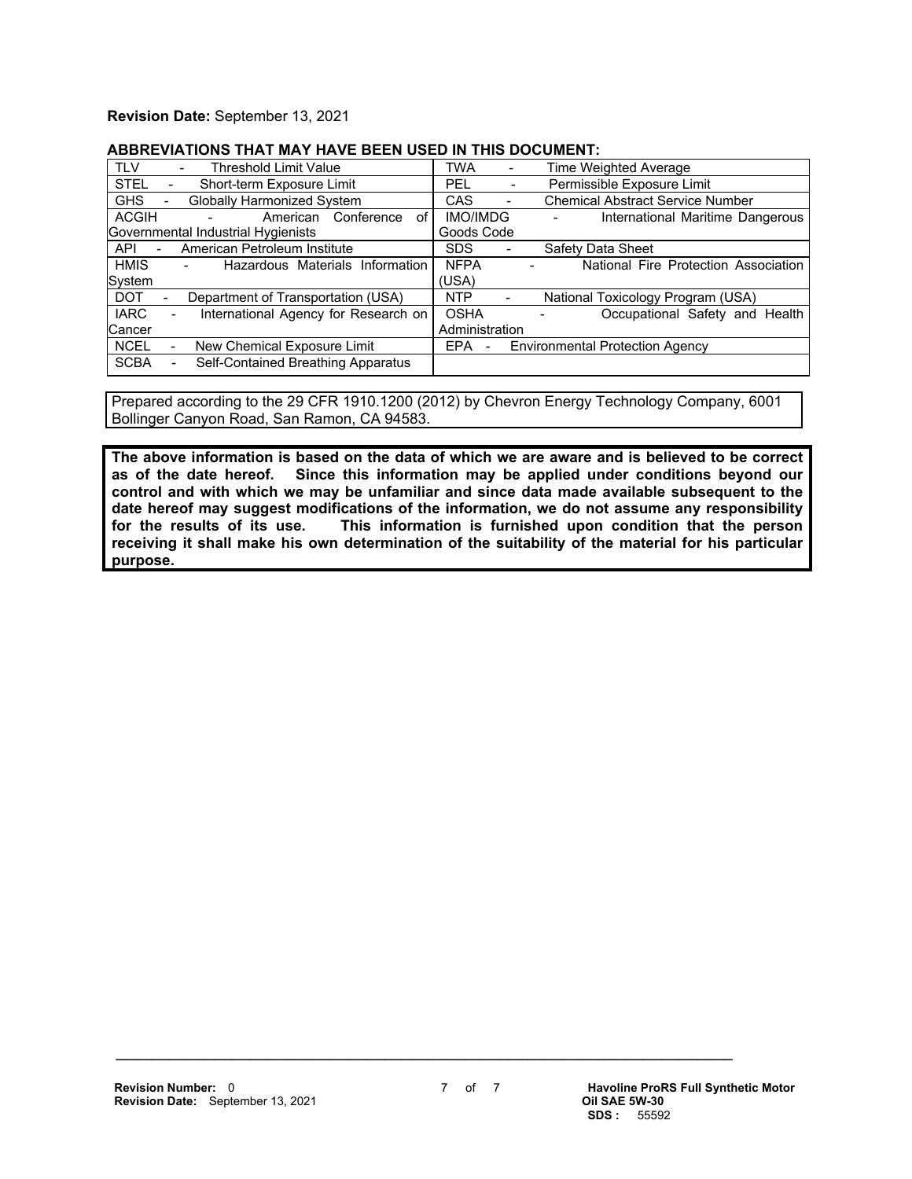**Revision Date:** September 13, 2021

**ABBREVIATIONS THAT MAY HAVE BEEN USED IN THIS DOCUMENT:**

| | |
|---|---|
| TLV - Threshold Limit Value | TWA - Time Weighted Average |
| STEL - Short-term Exposure Limit | PEL - Permissible Exposure Limit |
| GHS - Globally Harmonized System | CAS - Chemical Abstract Service Number |
| ACGIH - American Conference of Governmental Industrial Hygienists | IMO/IMDG - International Maritime Dangerous Goods Code |
| API - American Petroleum Institute | SDS - Safety Data Sheet |
| HMIS - Hazardous Materials Information System | NFPA - National Fire Protection Association (USA) |
| DOT - Department of Transportation (USA) | NTP - National Toxicology Program (USA) |
| IARC - International Agency for Research on Cancer | OSHA - Occupational Safety and Health Administration |
| NCEL - New Chemical Exposure Limit | EPA - Environmental Protection Agency |
| SCBA - Self-Contained Breathing Apparatus | |

Prepared according to the 29 CFR 1910.1200 (2012) by Chevron Energy Technology Company, 6001 Bollinger Canyon Road, San Ramon, CA 94583.

**The above information is based on the data of which we are aware and is believed to be correct as of the date hereof. Since this information may be applied under conditions beyond our control and with which we may be unfamiliar and since data made available subsequent to the date hereof may suggest modifications of the information, we do not assume any responsibility for the results of its use. This information is furnished upon condition that the person receiving it shall make his own determination of the suitability of the material for his particular purpose.**